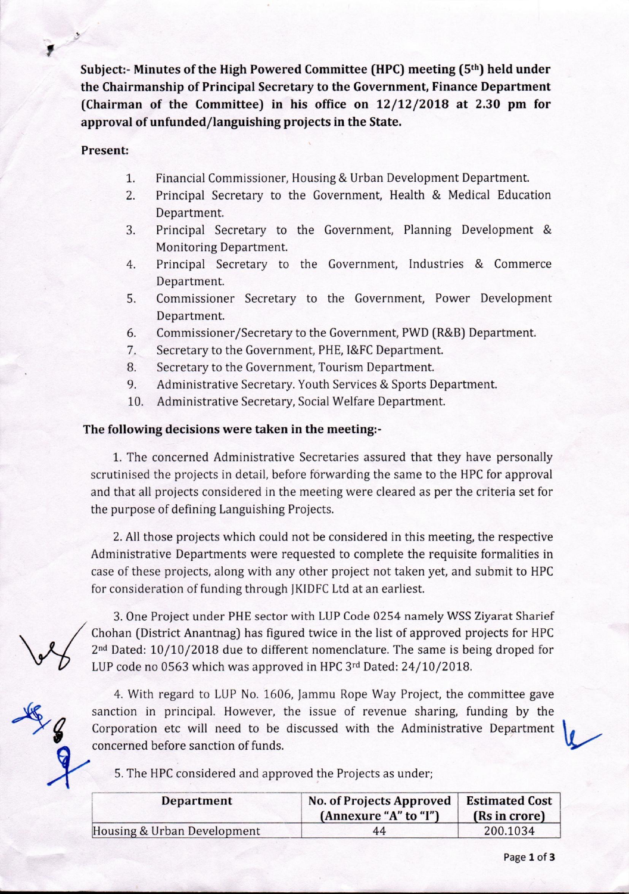**Subject:- Minutes of the High Powered Committee (HPC) meeting (5th) held under the Chairmanship of Principal Secretary to the Government, Finance Department (Chairman of the Committee) in his office on 12/12/2018 at 2.30 pm for approval of unfunded/languishing projects in the State.**

**Present:**

1. Financial Commissioner, Housing & Urban Development Department.
2. Principal Secretary to the Government, Health & Medical Education Department.
3. Principal Secretary to the Government, Planning Development & Monitoring Department.
4. Principal Secretary to the Government, Industries & Commerce Department.
5. Commissioner Secretary to the Government, Power Development Department.
6. Commissioner/Secretary to the Government, PWD (R&B) Department.
7. Secretary to the Government, PHE, I&FC Department.
8. Secretary to the Government, Tourism Department.
9. Administrative Secretary. Youth Services & Sports Department.
10. Administrative Secretary, Social Welfare Department.

**The following decisions were taken in the meeting:-**

1. The concerned Administrative Secretaries assured that they have personally scrutinised the projects in detail, before forwarding the same to the HPC for approval and that all projects considered in the meeting were cleared as per the criteria set for the purpose of defining Languishing Projects.

2. All those projects which could not be considered in this meeting, the respective Administrative Departments were requested to complete the requisite formalities in case of these projects, along with any other project not taken yet, and submit to HPC for consideration of funding through JKIDFC Ltd at an earliest.

3. One Project under PHE sector with LUP Code 0254 namely WSS Ziyarat Sharief Chohan (District Anantnag) has figured twice in the list of approved projects for HPC 2nd Dated: 10/10/2018 due to different nomenclature. The same is being droped for LUP code no 0563 which was approved in HPC 3rd Dated: 24/10/2018.

4. With regard to LUP No. 1606, Jammu Rope Way Project, the committee gave sanction in principal. However, the issue of revenue sharing, funding by the Corporation etc will need to be discussed with the Administrative Department concerned before sanction of funds.

5. The HPC considered and approved the Projects as under;

| Department | No. of Projects Approved (Annexure "A" to "I") | Estimated Cost (Rs in crore) |
|---|---|---|
| Housing & Urban Development | 44 | 200.1034 |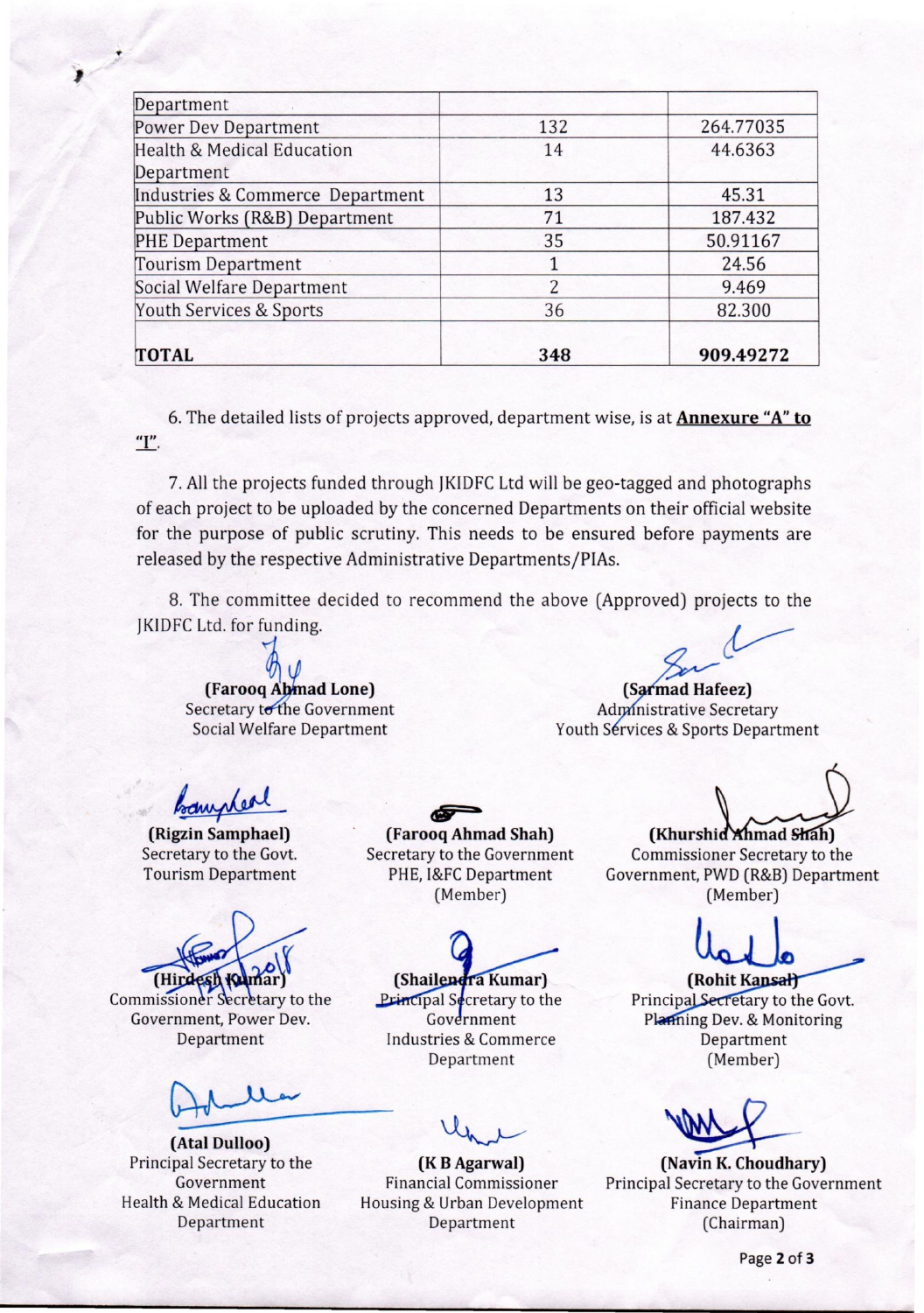| | | |
|---|---|---|
| Department | | |
| Power Dev Department | 132 | 264.77035 |
| Health & Medical Education Department | 14 | 44.6363 |
| Industries & Commerce Department | 13 | 45.31 |
| Public Works (R&B) Department | 71 | 187.432 |
| PHE Department | 35 | 50.91167 |
| Tourism Department | 1 | 24.56 |
| Social Welfare Department | 2 | 9.469 |
| Youth Services & Sports | 36 | 82.300 |
| **TOTAL** | **348** | **909.49272** |

6. The detailed lists of projects approved, department wise, is at **Annexure "A" to "I"**.

7. All the projects funded through JKIDFC Ltd will be geo-tagged and photographs of each project to be uploaded by the concerned Departments on their official website for the purpose of public scrutiny. This needs to be ensured before payments are released by the respective Administrative Departments/PIAs.

8. The committee decided to recommend the above (Approved) projects to the JKIDFC Ltd. for funding.

**(Farooq Ahmad Lone)**
Secretary to the Government
Social Welfare Department

**(Sarmad Hafeez)**
Administrative Secretary
Youth Services & Sports Department

**(Rigzin Samphael)**
Secretary to the Govt.
Tourism Department

**(Farooq Ahmad Shah)**
Secretary to the Government
PHE, I&FC Department
(Member)

**(Khurshid Ahmad Shah)**
Commissioner Secretary to the Government, PWD (R&B) Department
(Member)

**(Hirdesh Kumar)**
Commissioner Secretary to the Government, Power Dev. Department

**(Shailendra Kumar)**
Principal Secretary to the Government
Industries & Commerce Department

**(Rohit Kansal)**
Principal Secretary to the Govt.
Planning Dev. & Monitoring Department
(Member)

**(Atal Dulloo)**
Principal Secretary to the Government
Health & Medical Education Department

**(K B Agarwal)**
Financial Commissioner
Housing & Urban Development Department

**(Navin K. Choudhary)**
Principal Secretary to the Government
Finance Department
(Chairman)